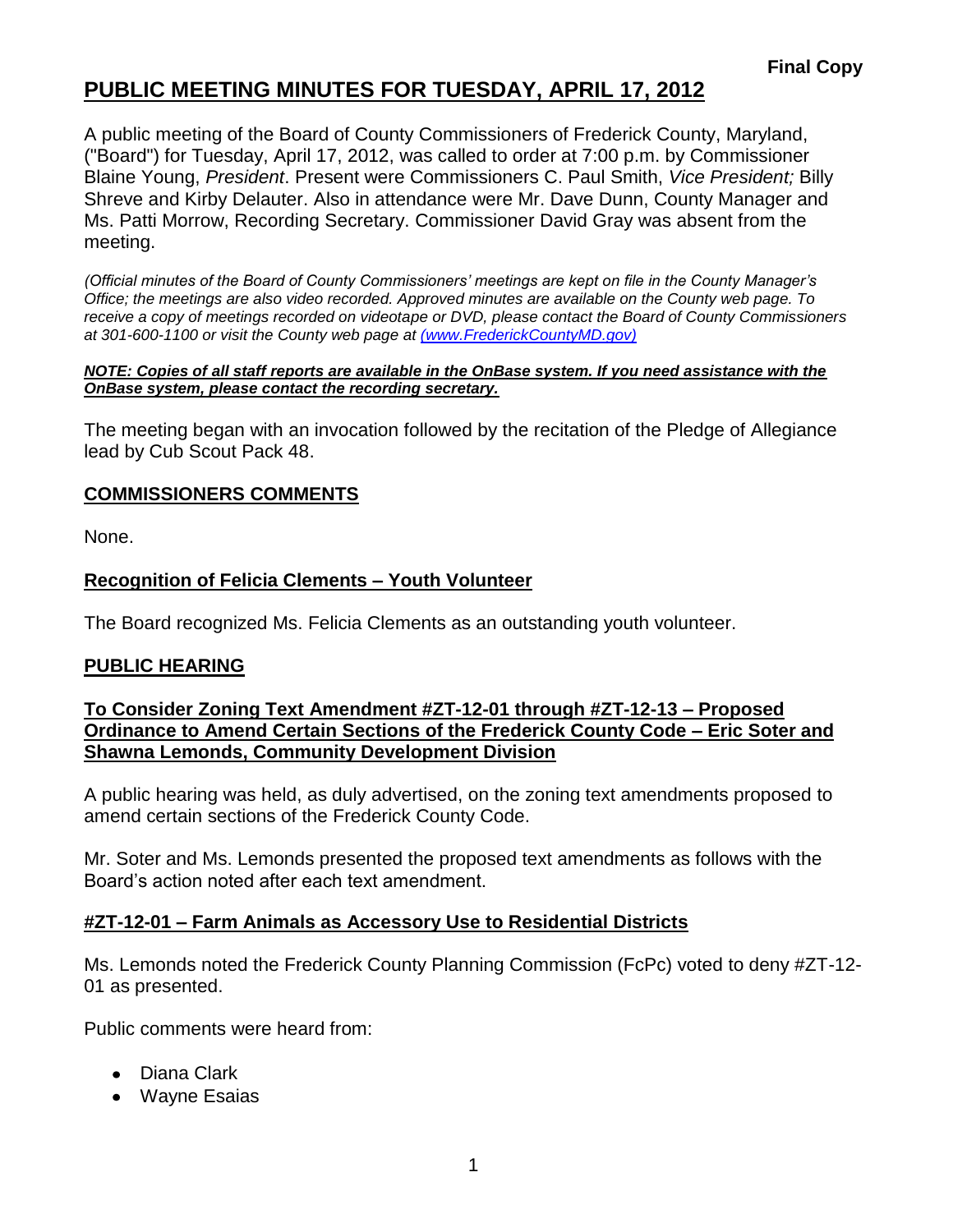**Final Copy**

# PUBLIC MEETING MINUTES FOR TUESDAY, APRIL 17, 2012

A public meeting of the Board of County Commissioners of Frederick County, Maryland, ("Board") for Tuesday, April 17, 2012, was called to order at 7:00 p.m. by Commissioner Blaine Young, *President*. Present were Commissioners C. Paul Smith, *Vice President;* Billy Shreve and Kirby Delauter. Also in attendance were Mr. Dave Dunn, County Manager and Ms. Patti Morrow, Recording Secretary. Commissioner David Gray was absent from the meeting.

*(Official minutes of the Board of County Commissioners' meetings are kept on file in the County Manager's Office; the meetings are also video recorded. Approved minutes are available on the County web page. To receive a copy of meetings recorded on videotape or DVD, please contact the Board of County Commissioners at 301-600-1100 or visit the County web page at (www.FrederickCountyMD.gov)*

***NOTE: Copies of all staff reports are available in the OnBase system. If you need assistance with the OnBase system, please contact the recording secretary.***

The meeting began with an invocation followed by the recitation of the Pledge of Allegiance lead by Cub Scout Pack 48.

## COMMISSIONERS COMMENTS

None.

## Recognition of Felicia Clements – Youth Volunteer

The Board recognized Ms. Felicia Clements as an outstanding youth volunteer.

## PUBLIC HEARING

### To Consider Zoning Text Amendment #ZT-12-01 through #ZT-12-13 – Proposed Ordinance to Amend Certain Sections of the Frederick County Code – Eric Soter and Shawna Lemonds, Community Development Division

A public hearing was held, as duly advertised, on the zoning text amendments proposed to amend certain sections of the Frederick County Code.

Mr. Soter and Ms. Lemonds presented the proposed text amendments as follows with the Board's action noted after each text amendment.

### #ZT-12-01 – Farm Animals as Accessory Use to Residential Districts

Ms. Lemonds noted the Frederick County Planning Commission (FcPc) voted to deny #ZT-12-01 as presented.

Public comments were heard from:

- Diana Clark
- Wayne Esaias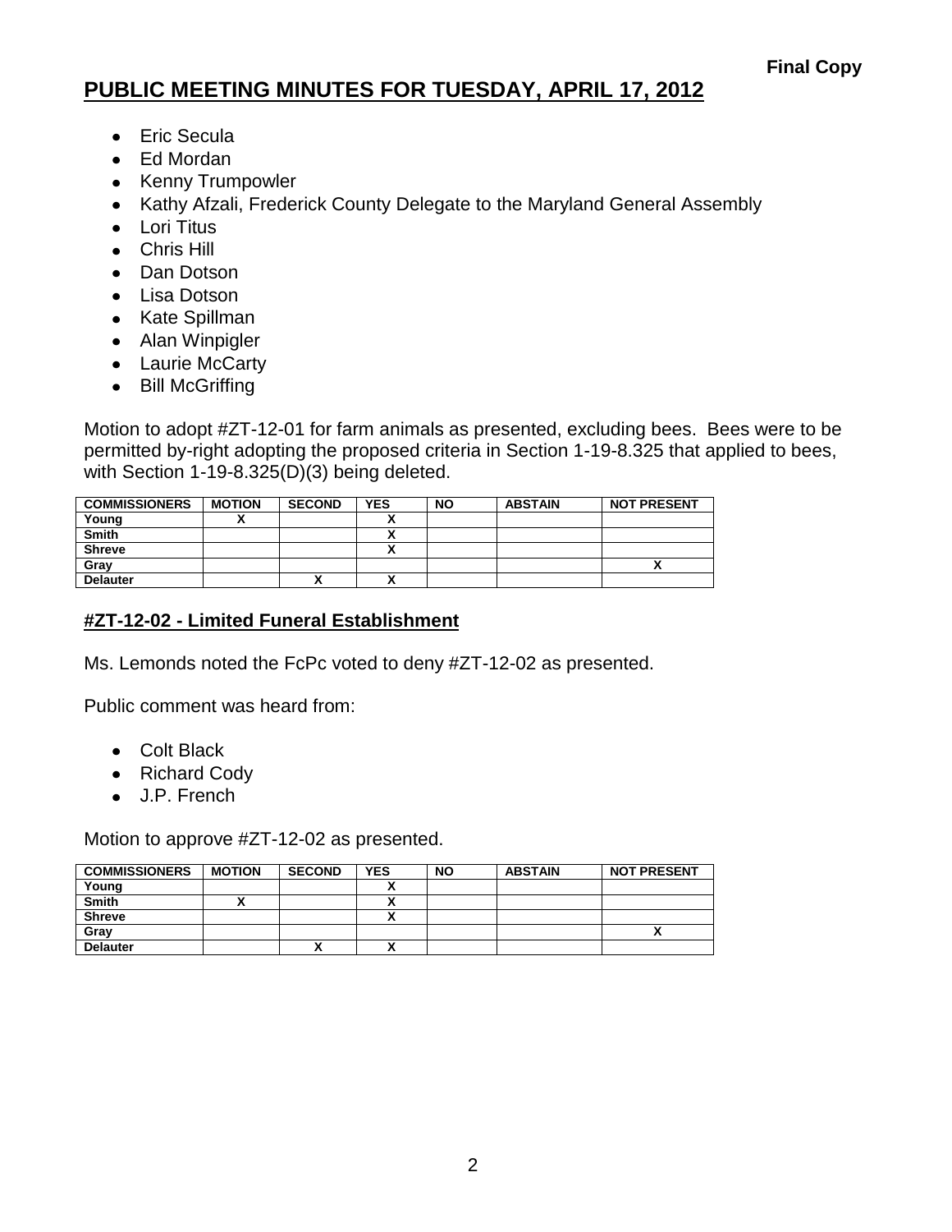**Final Copy**

# PUBLIC MEETING MINUTES FOR TUESDAY, APRIL 17, 2012

- Eric Secula
- Ed Mordan
- Kenny Trumpowler
- Kathy Afzali, Frederick County Delegate to the Maryland General Assembly
- Lori Titus
- Chris Hill
- Dan Dotson
- Lisa Dotson
- Kate Spillman
- Alan Winpigler
- Laurie McCarty
- Bill McGriffing

Motion to adopt #ZT-12-01 for farm animals as presented, excluding bees. Bees were to be permitted by-right adopting the proposed criteria in Section 1-19-8.325 that applied to bees, with Section 1-19-8.325(D)(3) being deleted.

| COMMISSIONERS | MOTION | SECOND | YES | NO | ABSTAIN | NOT PRESENT |
|---|---|---|---|---|---|---|
| Young | X | | X | | | |
| Smith | | | X | | | |
| Shreve | | | X | | | |
| Gray | | | | | | X |
| Delauter | | X | X | | | |

## #ZT-12-02 - Limited Funeral Establishment

Ms. Lemonds noted the FcPc voted to deny #ZT-12-02 as presented.

Public comment was heard from:

- Colt Black
- Richard Cody
- J.P. French

Motion to approve #ZT-12-02 as presented.

| COMMISSIONERS | MOTION | SECOND | YES | NO | ABSTAIN | NOT PRESENT |
|---|---|---|---|---|---|---|
| Young | | | X | | | |
| Smith | X | | X | | | |
| Shreve | | | X | | | |
| Gray | | | | | | X |
| Delauter | | X | X | | | |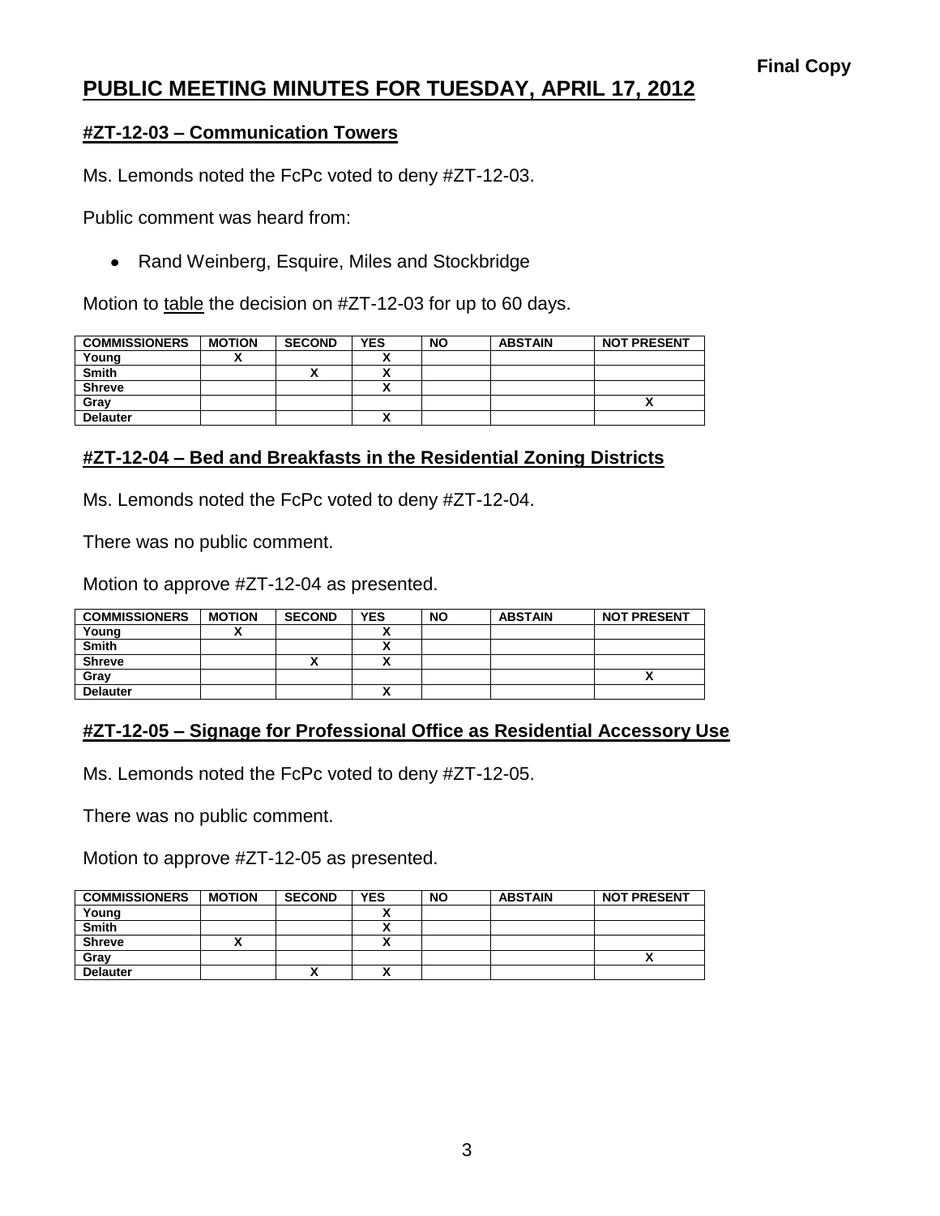**Final Copy**

# PUBLIC MEETING MINUTES FOR TUESDAY, APRIL 17, 2012

## #ZT-12-03 – Communication Towers

Ms. Lemonds noted the FcPc voted to deny #ZT-12-03.

Public comment was heard from:

- Rand Weinberg, Esquire, Miles and Stockbridge

Motion to table the decision on #ZT-12-03 for up to 60 days.

| COMMISSIONERS | MOTION | SECOND | YES | NO | ABSTAIN | NOT PRESENT |
|---|---|---|---|---|---|---|
| Young | X | | X | | | |
| Smith | | X | X | | | |
| Shreve | | | X | | | |
| Gray | | | | | | X |
| Delauter | | | X | | | |

## #ZT-12-04 – Bed and Breakfasts in the Residential Zoning Districts

Ms. Lemonds noted the FcPc voted to deny #ZT-12-04.

There was no public comment.

Motion to approve #ZT-12-04 as presented.

| COMMISSIONERS | MOTION | SECOND | YES | NO | ABSTAIN | NOT PRESENT |
|---|---|---|---|---|---|---|
| Young | X | | X | | | |
| Smith | | | X | | | |
| Shreve | | X | X | | | |
| Gray | | | | | | X |
| Delauter | | | X | | | |

## #ZT-12-05 – Signage for Professional Office as Residential Accessory Use

Ms. Lemonds noted the FcPc voted to deny #ZT-12-05.

There was no public comment.

Motion to approve #ZT-12-05 as presented.

| COMMISSIONERS | MOTION | SECOND | YES | NO | ABSTAIN | NOT PRESENT |
|---|---|---|---|---|---|---|
| Young | | | X | | | |
| Smith | | | X | | | |
| Shreve | X | | X | | | |
| Gray | | | | | | X |
| Delauter | | X | X | | | |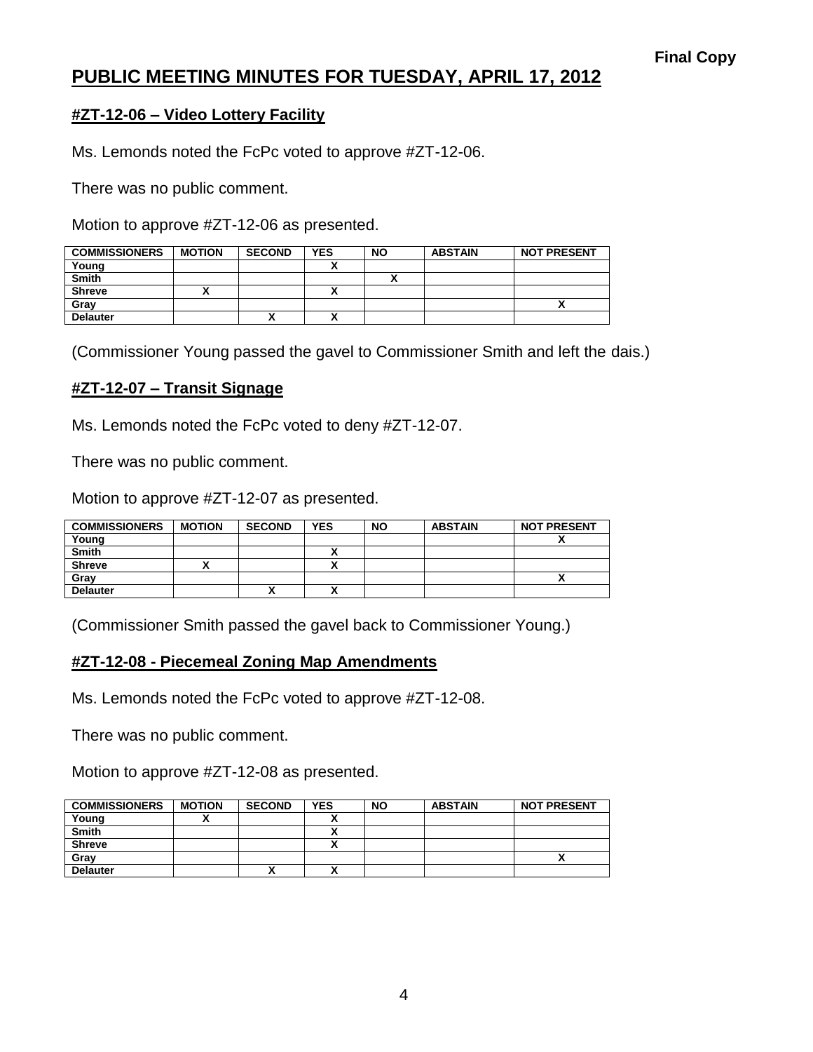**Final Copy**

# PUBLIC MEETING MINUTES FOR TUESDAY, APRIL 17, 2012

## #ZT-12-06 – Video Lottery Facility

Ms. Lemonds noted the FcPc voted to approve #ZT-12-06.

There was no public comment.

Motion to approve #ZT-12-06 as presented.

| COMMISSIONERS | MOTION | SECOND | YES | NO | ABSTAIN | NOT PRESENT |
|---|---|---|---|---|---|---|
| Young | | | X | | | |
| Smith | | | | X | | |
| Shreve | X | | X | | | |
| Gray | | | | | | X |
| Delauter | | X | X | | | |

(Commissioner Young passed the gavel to Commissioner Smith and left the dais.)

## #ZT-12-07 – Transit Signage

Ms. Lemonds noted the FcPc voted to deny #ZT-12-07.

There was no public comment.

Motion to approve #ZT-12-07 as presented.

| COMMISSIONERS | MOTION | SECOND | YES | NO | ABSTAIN | NOT PRESENT |
|---|---|---|---|---|---|---|
| Young | | | | | | X |
| Smith | | | X | | | |
| Shreve | X | | X | | | |
| Gray | | | | | | X |
| Delauter | | X | X | | | |

(Commissioner Smith passed the gavel back to Commissioner Young.)

## #ZT-12-08 - Piecemeal Zoning Map Amendments

Ms. Lemonds noted the FcPc voted to approve #ZT-12-08.

There was no public comment.

Motion to approve #ZT-12-08 as presented.

| COMMISSIONERS | MOTION | SECOND | YES | NO | ABSTAIN | NOT PRESENT |
|---|---|---|---|---|---|---|
| Young | X | | X | | | |
| Smith | | | X | | | |
| Shreve | | | X | | | |
| Gray | | | | | | X |
| Delauter | | X | X | | | |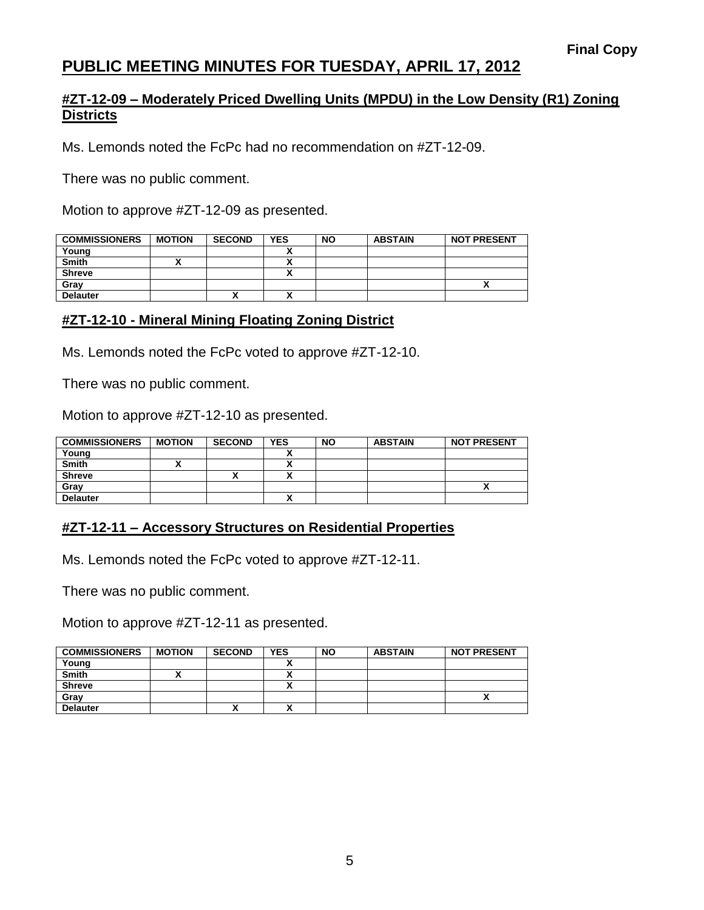**Final Copy**

# PUBLIC MEETING MINUTES FOR TUESDAY, APRIL 17, 2012

## #ZT-12-09 – Moderately Priced Dwelling Units (MPDU) in the Low Density (R1) Zoning Districts

Ms. Lemonds noted the FcPc had no recommendation on #ZT-12-09.

There was no public comment.

Motion to approve #ZT-12-09 as presented.

| COMMISSIONERS | MOTION | SECOND | YES | NO | ABSTAIN | NOT PRESENT |
|---|---|---|---|---|---|---|
| Young | | | X | | | |
| Smith | X | | X | | | |
| Shreve | | | X | | | |
| Gray | | | | | | X |
| Delauter | | X | X | | | |

## #ZT-12-10 - Mineral Mining Floating Zoning District

Ms. Lemonds noted the FcPc voted to approve #ZT-12-10.

There was no public comment.

Motion to approve #ZT-12-10 as presented.

| COMMISSIONERS | MOTION | SECOND | YES | NO | ABSTAIN | NOT PRESENT |
|---|---|---|---|---|---|---|
| Young | | | X | | | |
| Smith | X | | X | | | |
| Shreve | | X | X | | | |
| Gray | | | | | | X |
| Delauter | | | X | | | |

## #ZT-12-11 – Accessory Structures on Residential Properties

Ms. Lemonds noted the FcPc voted to approve #ZT-12-11.

There was no public comment.

Motion to approve #ZT-12-11 as presented.

| COMMISSIONERS | MOTION | SECOND | YES | NO | ABSTAIN | NOT PRESENT |
|---|---|---|---|---|---|---|
| Young | | | X | | | |
| Smith | X | | X | | | |
| Shreve | | | X | | | |
| Gray | | | | | | X |
| Delauter | | X | X | | | |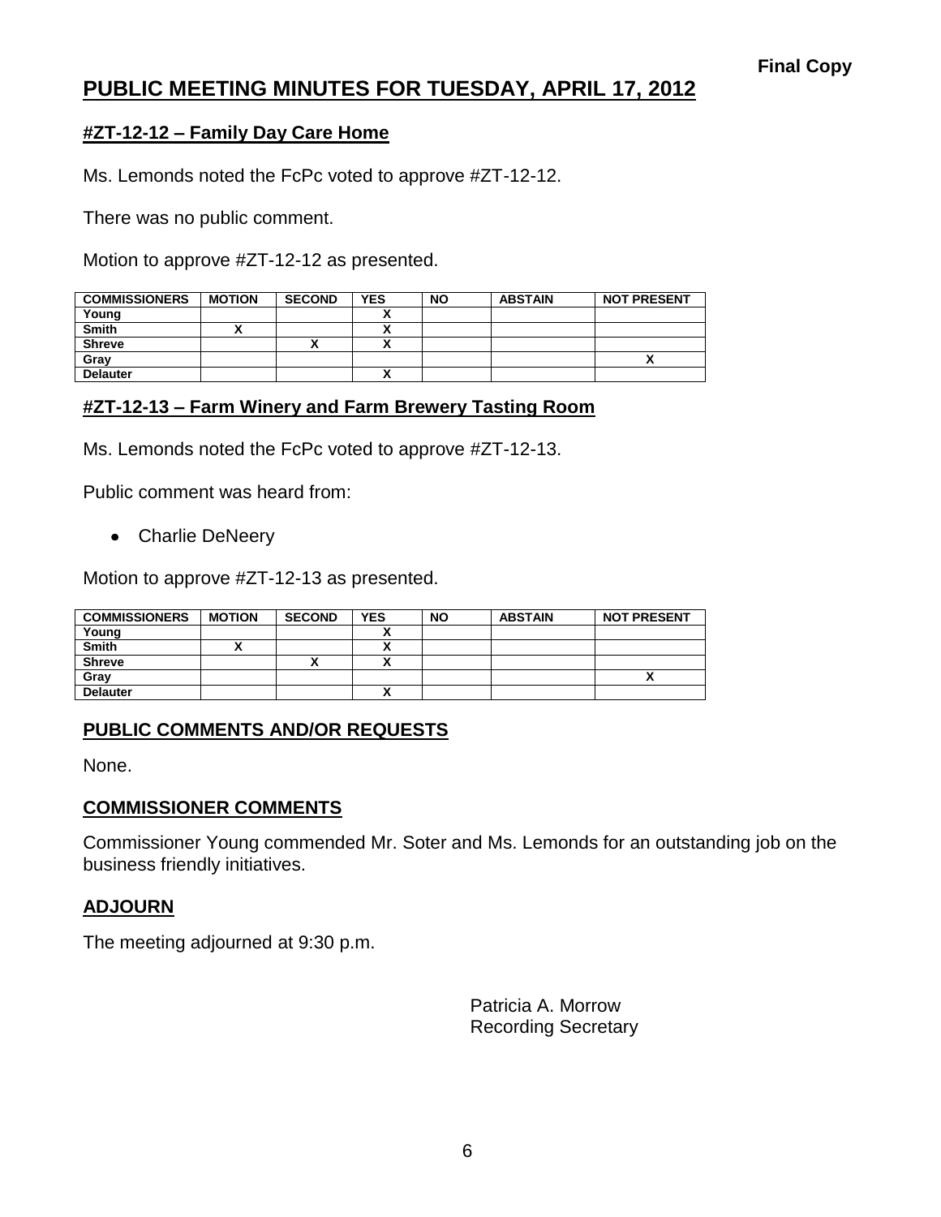**Final Copy**

# PUBLIC MEETING MINUTES FOR TUESDAY, APRIL 17, 2012

## #ZT-12-12 – Family Day Care Home

Ms. Lemonds noted the FcPc voted to approve #ZT-12-12.

There was no public comment.

Motion to approve #ZT-12-12 as presented.

| COMMISSIONERS | MOTION | SECOND | YES | NO | ABSTAIN | NOT PRESENT |
|---|---|---|---|---|---|---|
| Young | | | X | | | |
| Smith | X | | X | | | |
| Shreve | | X | X | | | |
| Gray | | | | | | X |
| Delauter | | | X | | | |

## #ZT-12-13 – Farm Winery and Farm Brewery Tasting Room

Ms. Lemonds noted the FcPc voted to approve #ZT-12-13.

Public comment was heard from:

- Charlie DeNeery

Motion to approve #ZT-12-13 as presented.

| COMMISSIONERS | MOTION | SECOND | YES | NO | ABSTAIN | NOT PRESENT |
|---|---|---|---|---|---|---|
| Young | | | X | | | |
| Smith | X | | X | | | |
| Shreve | | X | X | | | |
| Gray | | | | | | X |
| Delauter | | | X | | | |

## PUBLIC COMMENTS AND/OR REQUESTS

None.

## COMMISSIONER COMMENTS

Commissioner Young commended Mr. Soter and Ms. Lemonds for an outstanding job on the business friendly initiatives.

## ADJOURN

The meeting adjourned at 9:30 p.m.

Patricia A. Morrow
Recording Secretary